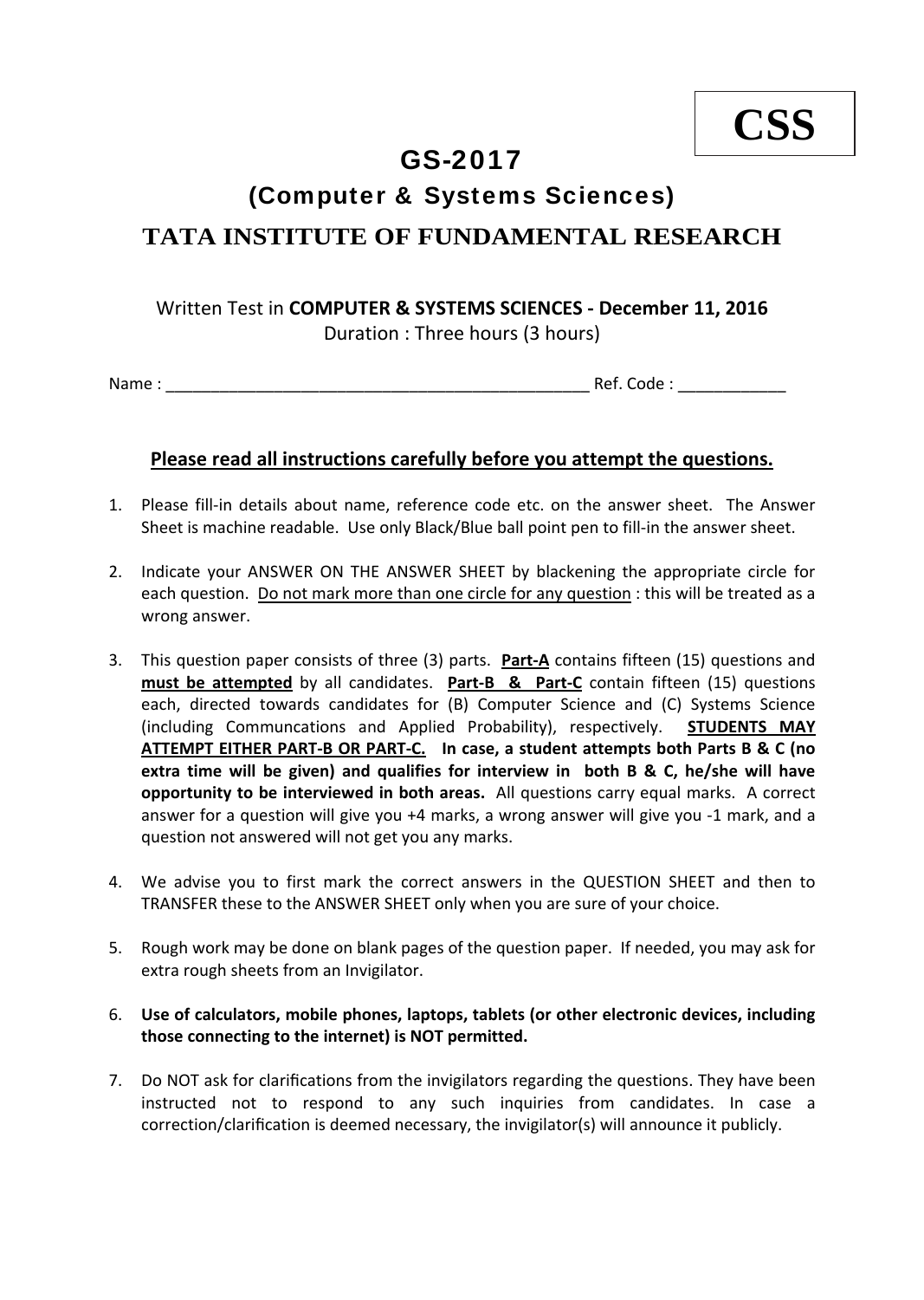**CSS**

# GS-2017

## (Computer & Systems Sciences)

## TATA INSTITUTE OF FUNDAMENTAL RESEARCH

Written Test in **COMPUTER & SYSTEMS SCIENCES - December 11, 2016**
Duration : Three hours (3 hours)

Name : ________________________________________________ Ref. Code : ____________

**Please read all instructions carefully before you attempt the questions.**

1. Please fill-in details about name, reference code etc. on the answer sheet. The Answer Sheet is machine readable. Use only Black/Blue ball point pen to fill-in the answer sheet.

2. Indicate your ANSWER ON THE ANSWER SHEET by blackening the appropriate circle for each question. Do not mark more than one circle for any question : this will be treated as a wrong answer.

3. This question paper consists of three (3) parts. **Part-A** contains fifteen (15) questions and **must be attempted** by all candidates. **Part-B & Part-C** contain fifteen (15) questions each, directed towards candidates for (B) Computer Science and (C) Systems Science (including Communcations and Applied Probability), respectively. **STUDENTS MAY ATTEMPT EITHER PART-B OR PART-C. In case, a student attempts both Parts B & C (no extra time will be given) and qualifies for interview in both B & C, he/she will have opportunity to be interviewed in both areas.** All questions carry equal marks. A correct answer for a question will give you +4 marks, a wrong answer will give you -1 mark, and a question not answered will not get you any marks.

4. We advise you to first mark the correct answers in the QUESTION SHEET and then to TRANSFER these to the ANSWER SHEET only when you are sure of your choice.

5. Rough work may be done on blank pages of the question paper. If needed, you may ask for extra rough sheets from an Invigilator.

6. **Use of calculators, mobile phones, laptops, tablets (or other electronic devices, including those connecting to the internet) is NOT permitted.**

7. Do NOT ask for clarifications from the invigilators regarding the questions. They have been instructed not to respond to any such inquiries from candidates. In case a correction/clarification is deemed necessary, the invigilator(s) will announce it publicly.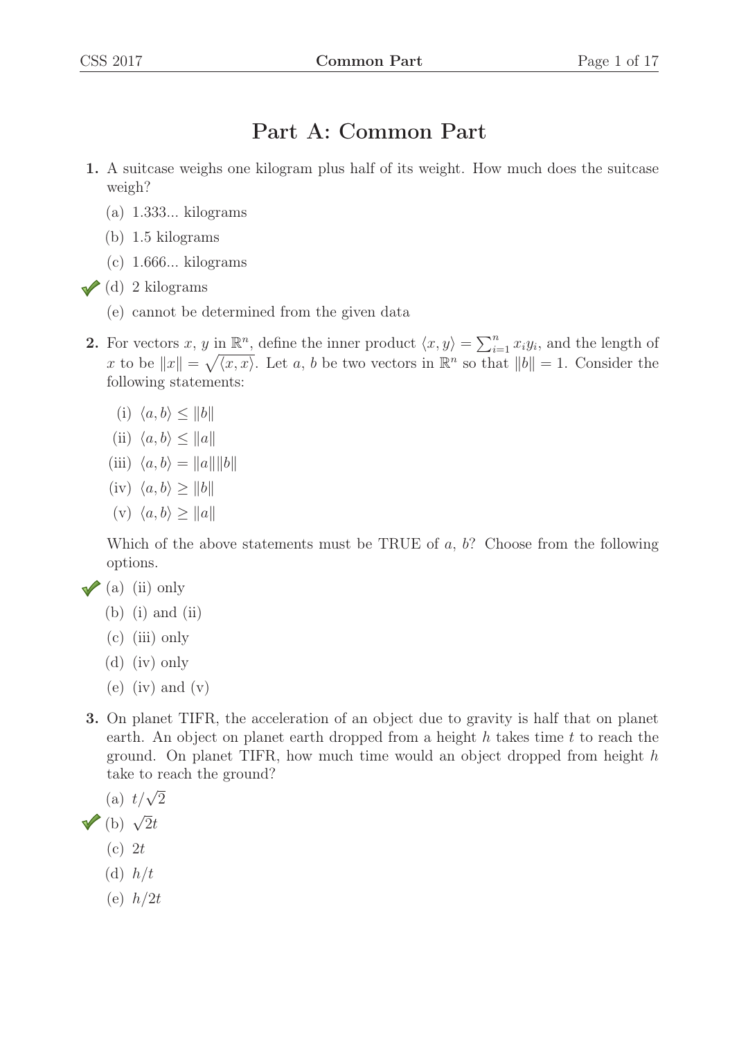# Part A: Common Part

**1.** A suitcase weighs one kilogram plus half of its weight. How much does the suitcase weigh?

(a) 1.333... kilograms

(b) 1.5 kilograms

(c) 1.666... kilograms

✔ (d) 2 kilograms

(e) cannot be determined from the given data

**2.** For vectors $x$, $y$ in $\mathbb{R}^n$, define the inner product $\langle x, y \rangle = \sum_{i=1}^{n} x_i y_i$, and the length of $x$ to be $\|x\| = \sqrt{\langle x, x \rangle}$. Let $a$, $b$ be two vectors in $\mathbb{R}^n$ so that $\|b\| = 1$. Consider the following statements:

(i) $\langle a, b \rangle \leq \|b\|$

(ii) $\langle a, b \rangle \leq \|a\|$

(iii) $\langle a, b \rangle = \|a\| \|b\|$

(iv) $\langle a, b \rangle \geq \|b\|$

(v) $\langle a, b \rangle \geq \|a\|$

Which of the above statements must be TRUE of $a$, $b$? Choose from the following options.

✔ (a) (ii) only

(b) (i) and (ii)

(c) (iii) only

(d) (iv) only

(e) (iv) and (v)

**3.** On planet TIFR, the acceleration of an object due to gravity is half that on planet earth. An object on planet earth dropped from a height $h$ takes time $t$ to reach the ground. On planet TIFR, how much time would an object dropped from height $h$ take to reach the ground?

(a) $t/\sqrt{2}$

✔ (b) $\sqrt{2}t$

(c) $2t$

(d) $h/t$

(e) $h/2t$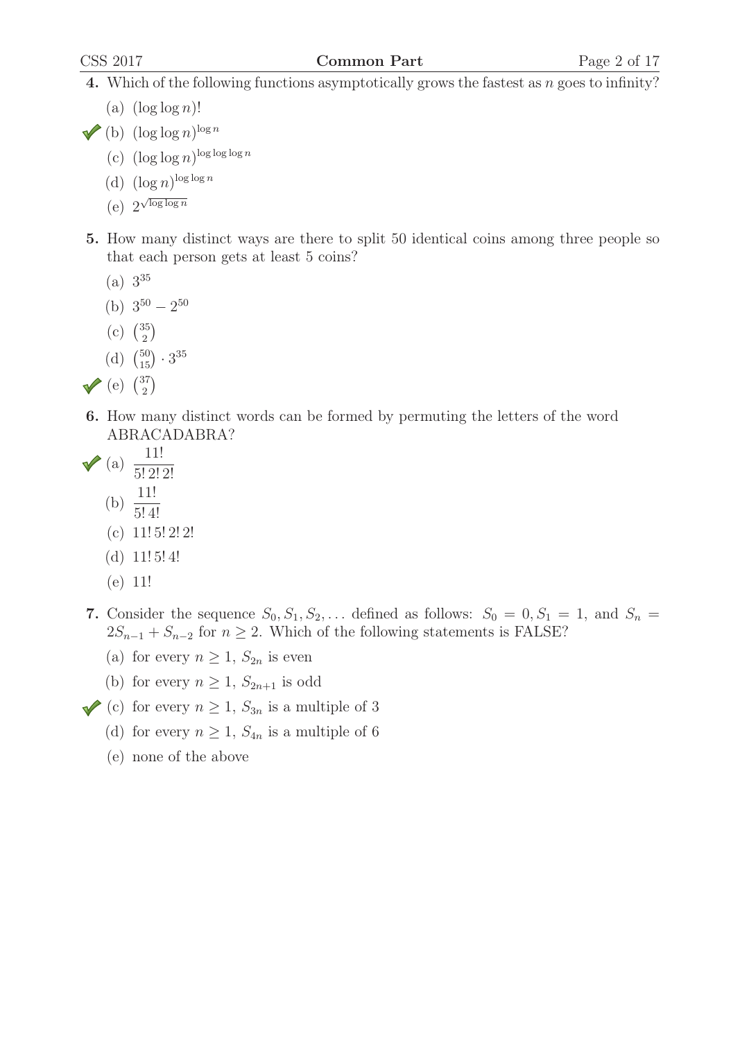**4.** Which of the following functions asymptotically grows the fastest as $n$ goes to infinity?

(a) $(\log \log n)!$

✓ (b) $(\log \log n)^{\log n}$

(c) $(\log \log n)^{\log \log \log n}$

(d) $(\log n)^{\log \log n}$

(e) $2^{\sqrt{\log \log n}}$

**5.** How many distinct ways are there to split 50 identical coins among three people so that each person gets at least 5 coins?

(a) $3^{35}$

(b) $3^{50} - 2^{50}$

(c) $\binom{35}{2}$

(d) $\binom{50}{15} \cdot 3^{35}$

✓ (e) $\binom{37}{2}$

**6.** How many distinct words can be formed by permuting the letters of the word ABRACADABRA?

✓ (a) $\dfrac{11!}{5!\,2!\,2!}$

(b) $\dfrac{11!}{5!\,4!}$

(c) $11!\,5!\,2!\,2!$

(d) $11!\,5!\,4!$

(e) $11!$

**7.** Consider the sequence $S_0, S_1, S_2, \ldots$ defined as follows: $S_0 = 0, S_1 = 1$, and $S_n = 2S_{n-1} + S_{n-2}$ for $n \geq 2$. Which of the following statements is FALSE?

(a) for every $n \geq 1$, $S_{2n}$ is even

(b) for every $n \geq 1$, $S_{2n+1}$ is odd

✓ (c) for every $n \geq 1$, $S_{3n}$ is a multiple of 3

(d) for every $n \geq 1$, $S_{4n}$ is a multiple of 6

(e) none of the above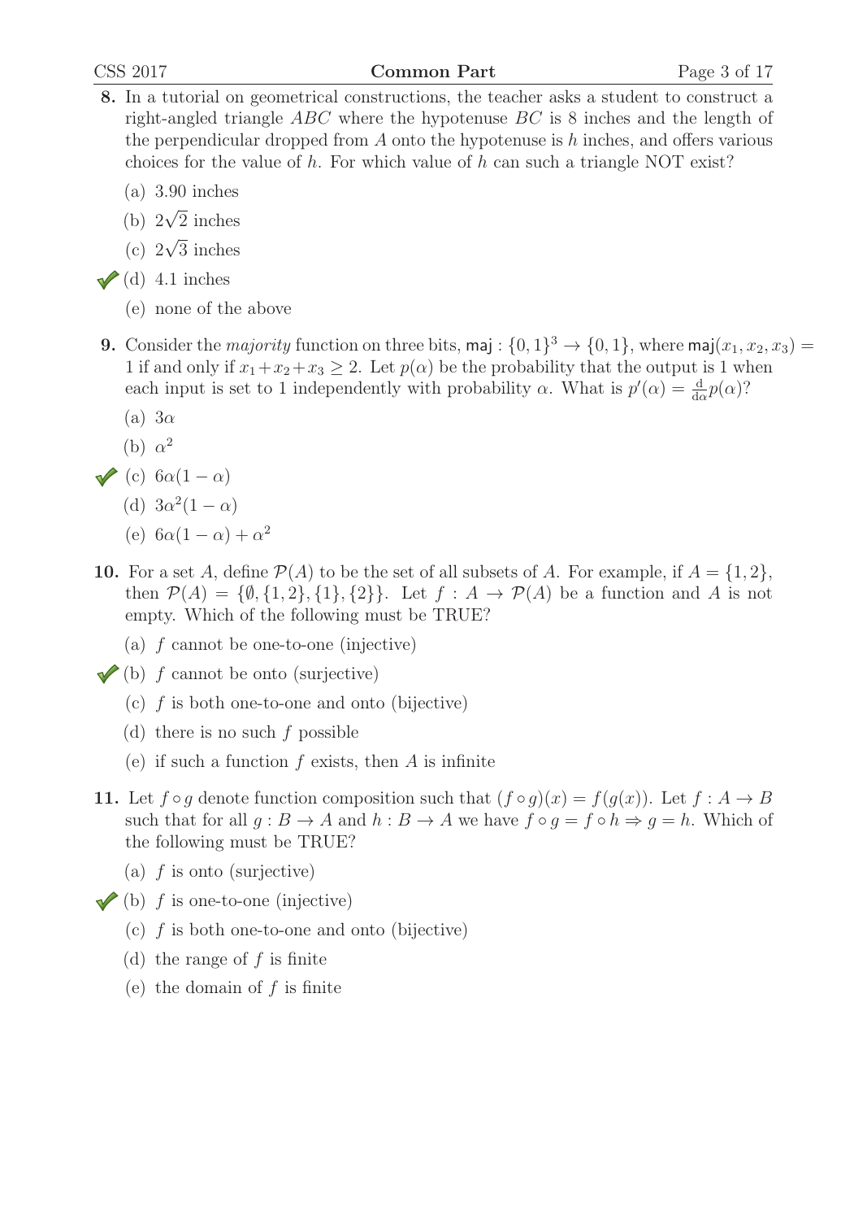**8.** In a tutorial on geometrical constructions, the teacher asks a student to construct a right-angled triangle $ABC$ where the hypotenuse $BC$ is 8 inches and the length of the perpendicular dropped from $A$ onto the hypotenuse is $h$ inches, and offers various choices for the value of $h$. For which value of $h$ can such a triangle NOT exist?

(a) 3.90 inches

(b) $2\sqrt{2}$ inches

(c) $2\sqrt{3}$ inches

✔ (d) 4.1 inches

(e) none of the above

**9.** Consider the *majority* function on three bits, $\mathsf{maj} : \{0,1\}^3 \to \{0,1\}$, where $\mathsf{maj}(x_1, x_2, x_3) = 1$ if and only if $x_1 + x_2 + x_3 \geq 2$. Let $p(\alpha)$ be the probability that the output is 1 when each input is set to 1 independently with probability $\alpha$. What is $p'(\alpha) = \frac{\mathrm{d}}{\mathrm{d}\alpha} p(\alpha)$?

(a) $3\alpha$

(b) $\alpha^2$

✔ (c) $6\alpha(1-\alpha)$

(d) $3\alpha^2(1-\alpha)$

(e) $6\alpha(1-\alpha) + \alpha^2$

**10.** For a set $A$, define $\mathcal{P}(A)$ to be the set of all subsets of $A$. For example, if $A = \{1,2\}$, then $\mathcal{P}(A) = \{\emptyset, \{1,2\}, \{1\}, \{2\}\}$. Let $f : A \to \mathcal{P}(A)$ be a function and $A$ is not empty. Which of the following must be TRUE?

(a) $f$ cannot be one-to-one (injective)

✔ (b) $f$ cannot be onto (surjective)

(c) $f$ is both one-to-one and onto (bijective)

(d) there is no such $f$ possible

(e) if such a function $f$ exists, then $A$ is infinite

**11.** Let $f \circ g$ denote function composition such that $(f \circ g)(x) = f(g(x))$. Let $f : A \to B$ such that for all $g : B \to A$ and $h : B \to A$ we have $f \circ g = f \circ h \Rightarrow g = h$. Which of the following must be TRUE?

(a) $f$ is onto (surjective)

✔ (b) $f$ is one-to-one (injective)

(c) $f$ is both one-to-one and onto (bijective)

(d) the range of $f$ is finite

(e) the domain of $f$ is finite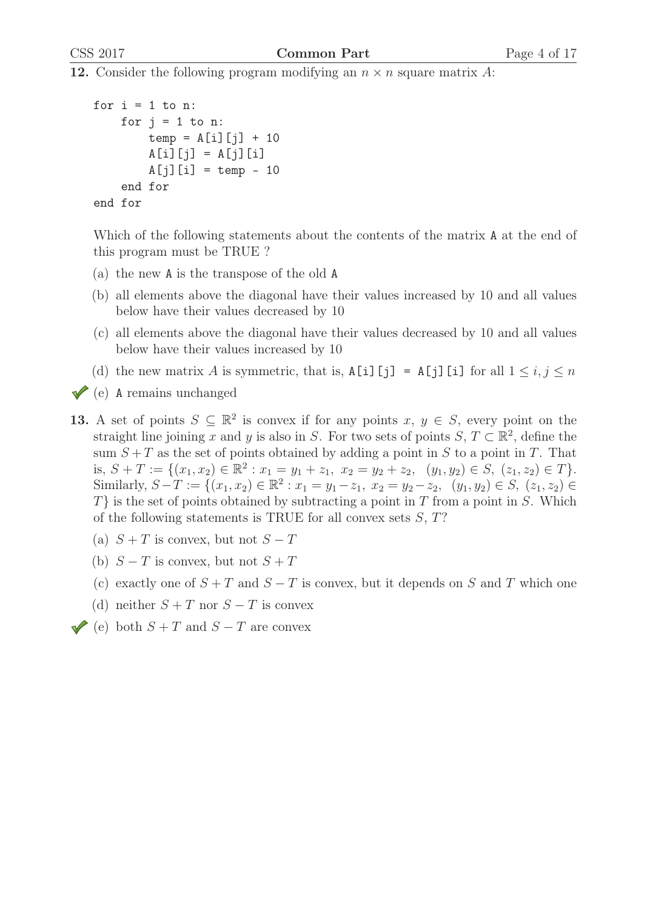**12.** Consider the following program modifying an $n \times n$ square matrix $A$:

```
for i = 1 to n:
    for j = 1 to n:
        temp = A[i][j] + 10
        A[i][j] = A[j][i]
        A[j][i] = temp - 10
    end for
end for
```

Which of the following statements about the contents of the matrix A at the end of this program must be TRUE ?

(a) the new A is the transpose of the old A

(b) all elements above the diagonal have their values increased by 10 and all values below have their values decreased by 10

(c) all elements above the diagonal have their values decreased by 10 and all values below have their values increased by 10

(d) the new matrix $A$ is symmetric, that is, A[i][j] = A[j][i] for all $1 \leq i, j \leq n$

✔ (e) A remains unchanged

**13.** A set of points $S \subseteq \mathbb{R}^2$ is convex if for any points $x, y \in S$, every point on the straight line joining $x$ and $y$ is also in $S$. For two sets of points $S, T \subset \mathbb{R}^2$, define the sum $S + T$ as the set of points obtained by adding a point in $S$ to a point in $T$. That is, $S + T := \{(x_1, x_2) \in \mathbb{R}^2 : x_1 = y_1 + z_1,\ x_2 = y_2 + z_2,\ \ (y_1, y_2) \in S,\ (z_1, z_2) \in T\}$. Similarly, $S - T := \{(x_1, x_2) \in \mathbb{R}^2 : x_1 = y_1 - z_1,\ x_2 = y_2 - z_2,\ \ (y_1, y_2) \in S,\ (z_1, z_2) \in T\}$ is the set of points obtained by subtracting a point in $T$ from a point in $S$. Which of the following statements is TRUE for all convex sets $S$, $T$?

(a) $S + T$ is convex, but not $S - T$

(b) $S - T$ is convex, but not $S + T$

(c) exactly one of $S + T$ and $S - T$ is convex, but it depends on $S$ and $T$ which one

(d) neither $S + T$ nor $S - T$ is convex

✔ (e) both $S + T$ and $S - T$ are convex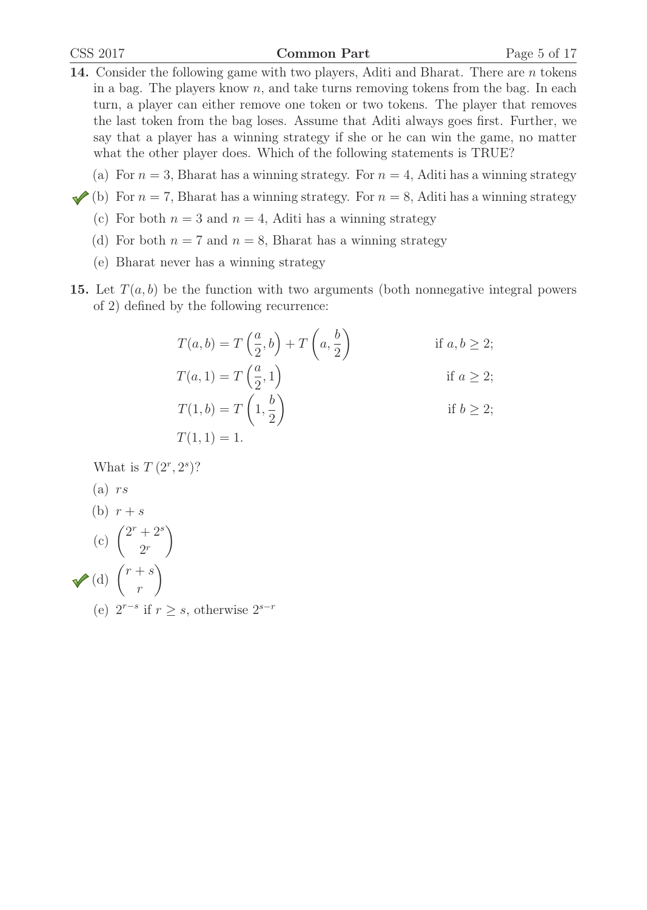**14.** Consider the following game with two players, Aditi and Bharat. There are $n$ tokens in a bag. The players know $n$, and take turns removing tokens from the bag. In each turn, a player can either remove one token or two tokens. The player that removes the last token from the bag loses. Assume that Aditi always goes first. Further, we say that a player has a winning strategy if she or he can win the game, no matter what the other player does. Which of the following statements is TRUE?

(a) For $n = 3$, Bharat has a winning strategy. For $n = 4$, Aditi has a winning strategy

✔ (b) For $n = 7$, Bharat has a winning strategy. For $n = 8$, Aditi has a winning strategy

(c) For both $n = 3$ and $n = 4$, Aditi has a winning strategy

(d) For both $n = 7$ and $n = 8$, Bharat has a winning strategy

(e) Bharat never has a winning strategy

**15.** Let $T(a, b)$ be the function with two arguments (both nonnegative integral powers of 2) defined by the following recurrence:

$$
\begin{aligned}
T(a,b) &= T\left(\frac{a}{2}, b\right) + T\left(a, \frac{b}{2}\right) && \text{if } a, b \geq 2; \\
T(a,1) &= T\left(\frac{a}{2}, 1\right) && \text{if } a \geq 2; \\
T(1,b) &= T\left(1, \frac{b}{2}\right) && \text{if } b \geq 2; \\
T(1,1) &= 1.
\end{aligned}
$$

What is $T(2^r, 2^s)$?

(a) $rs$

(b) $r + s$

(c) $\binom{2^r + 2^s}{2^r}$

✔ (d) $\binom{r+s}{r}$

(e) $2^{r-s}$ if $r \geq s$, otherwise $2^{s-r}$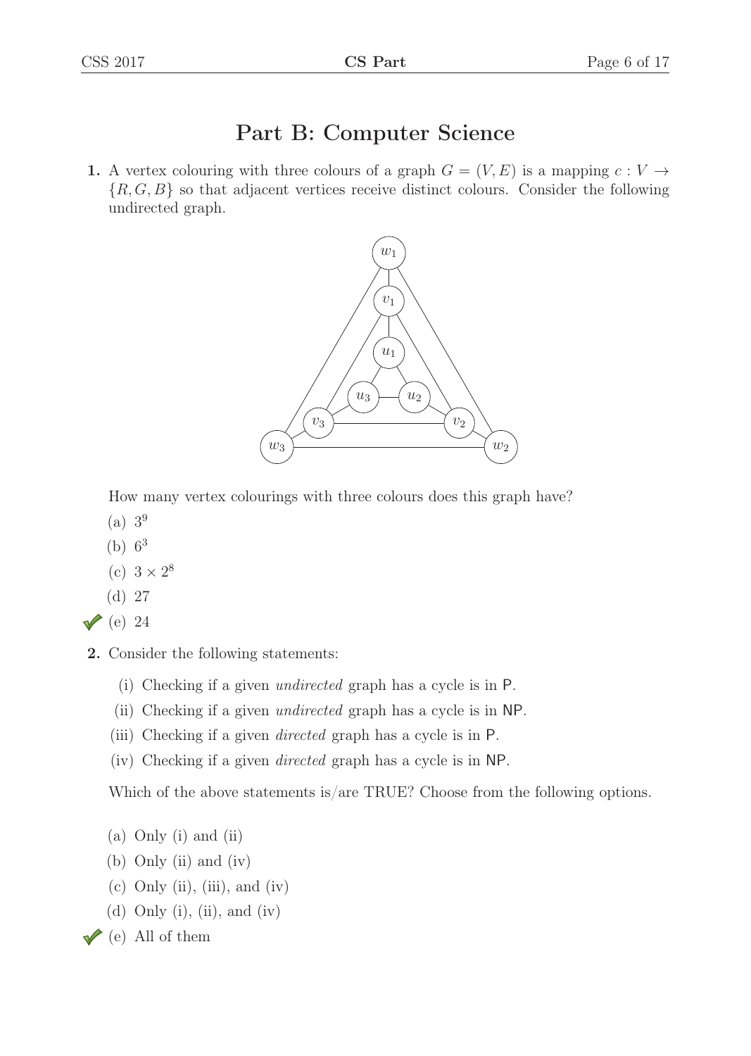# Part B: Computer Science

**1.** A vertex colouring with three colours of a graph $G = (V, E)$ is a mapping $c : V \to \{R, G, B\}$ so that adjacent vertices receive distinct colours. Consider the following undirected graph.

How many vertex colourings with three colours does this graph have?

(a) $3^9$

(b) $6^3$

(c) $3 \times 2^8$

(d) 27

✓ (e) 24

**2.** Consider the following statements:

(i) Checking if a given *undirected* graph has a cycle is in $\mathsf{P}$.

(ii) Checking if a given *undirected* graph has a cycle is in $\mathsf{NP}$.

(iii) Checking if a given *directed* graph has a cycle is in $\mathsf{P}$.

(iv) Checking if a given *directed* graph has a cycle is in $\mathsf{NP}$.

Which of the above statements is/are TRUE? Choose from the following options.

(a) Only (i) and (ii)

(b) Only (ii) and (iv)

(c) Only (ii), (iii), and (iv)

(d) Only (i), (ii), and (iv)

✓ (e) All of them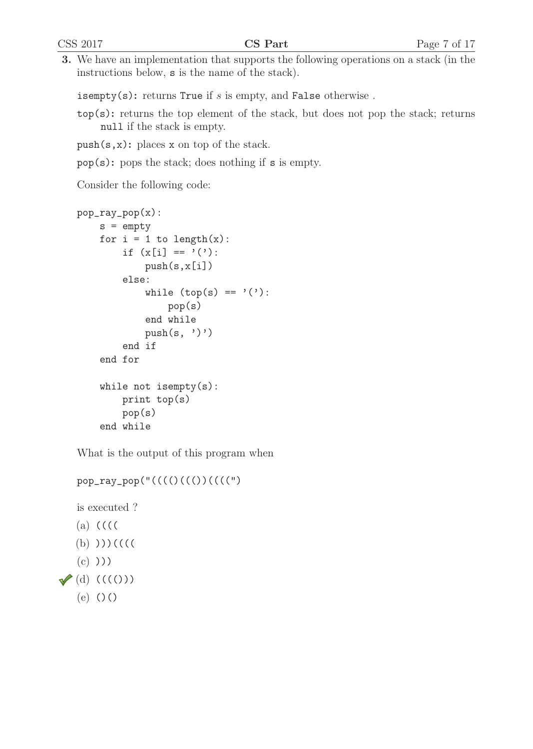**3.** We have an implementation that supports the following operations on a stack (in the instructions below, `s` is the name of the stack).

`isempty(s)`: returns `True` if *s* is empty, and `False` otherwise .

`top(s)`: returns the top element of the stack, but does not pop the stack; returns `null` if the stack is empty.

`push(s,x)`: places `x` on top of the stack.

`pop(s)`: pops the stack; does nothing if `s` is empty.

Consider the following code:

```
pop_ray_pop(x):
    s = empty
    for i = 1 to length(x):
        if (x[i] == '('):
            push(s,x[i])
        else:
            while (top(s) == '('):
                pop(s)
            end while
            push(s, ')')
        end if
    end for

    while not isempty(s):
        print top(s)
        pop(s)
    end while
```

What is the output of this program when

```
pop_ray_pop("((((()((())((((")
```

is executed ?

(a) `((((`

(b) `)))((((`

(c) `)))`

✓ (d) `((()))`

(e) `()()`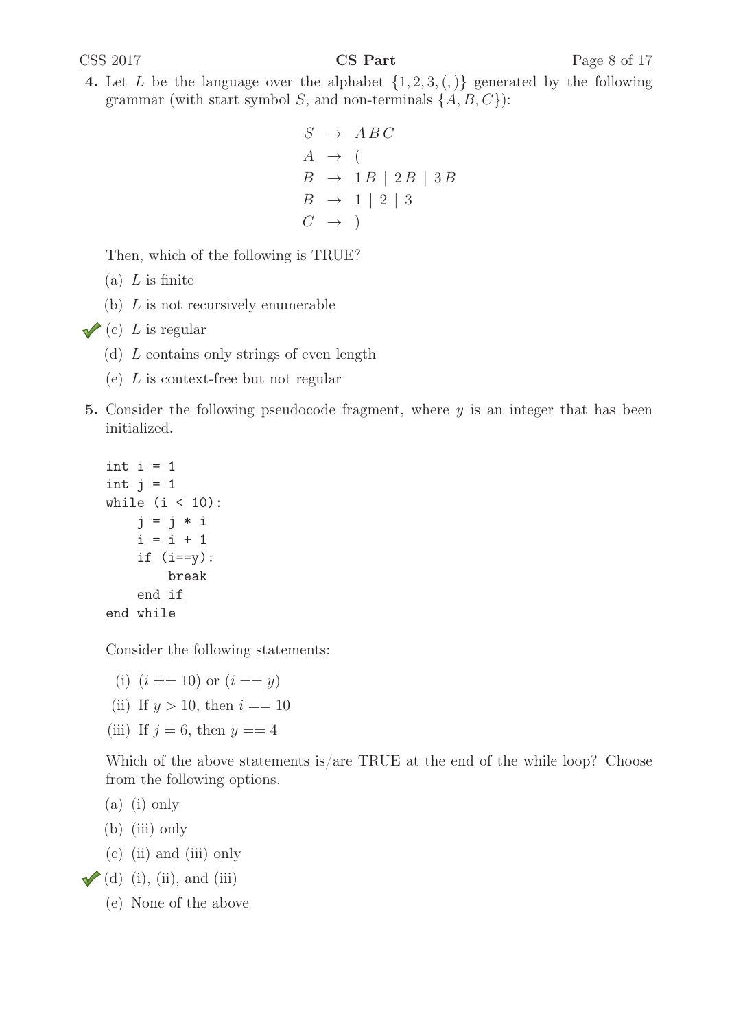4. Let $L$ be the language over the alphabet $\{1, 2, 3, (, )\}$ generated by the following grammar (with start symbol $S$, and non-terminals $\{A, B, C\}$):

$$
\begin{aligned}
S &\rightarrow A\,B\,C \\
A &\rightarrow ( \\
B &\rightarrow 1\,B \mid 2\,B \mid 3\,B \\
B &\rightarrow 1 \mid 2 \mid 3 \\
C &\rightarrow )
\end{aligned}
$$

Then, which of the following is TRUE?

(a) $L$ is finite

(b) $L$ is not recursively enumerable

✔ (c) $L$ is regular

(d) $L$ contains only strings of even length

(e) $L$ is context-free but not regular

5. Consider the following pseudocode fragment, where $y$ is an integer that has been initialized.

```
int i = 1
int j = 1
while (i < 10):
    j = j * i
    i = i + 1
    if (i==y):
        break
    end if
end while
```

Consider the following statements:

(i) $(i == 10)$ or $(i == y)$

(ii) If $y > 10$, then $i == 10$

(iii) If $j = 6$, then $y == 4$

Which of the above statements is/are TRUE at the end of the while loop? Choose from the following options.

(a) (i) only

(b) (iii) only

(c) (ii) and (iii) only

✔ (d) (i), (ii), and (iii)

(e) None of the above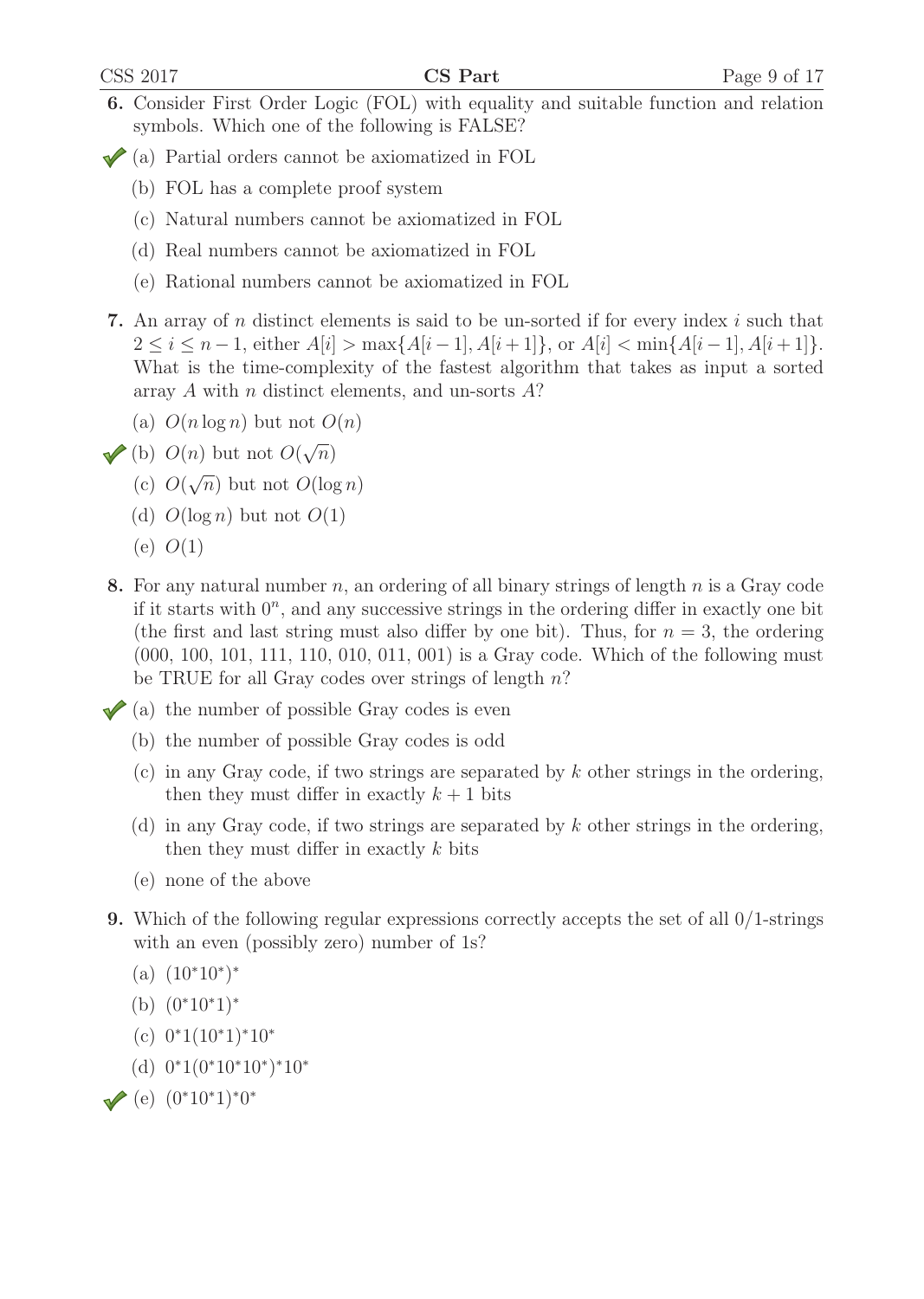**6.** Consider First Order Logic (FOL) with equality and suitable function and relation symbols. Which one of the following is FALSE?

✓ (a) Partial orders cannot be axiomatized in FOL

(b) FOL has a complete proof system

(c) Natural numbers cannot be axiomatized in FOL

(d) Real numbers cannot be axiomatized in FOL

(e) Rational numbers cannot be axiomatized in FOL

**7.** An array of $n$ distinct elements is said to be un-sorted if for every index $i$ such that $2 \leq i \leq n-1$, either $A[i] > \max\{A[i-1], A[i+1]\}$, or $A[i] < \min\{A[i-1], A[i+1]\}$. What is the time-complexity of the fastest algorithm that takes as input a sorted array $A$ with $n$ distinct elements, and un-sorts $A$?

(a) $O(n \log n)$ but not $O(n)$

✓ (b) $O(n)$ but not $O(\sqrt{n})$

(c) $O(\sqrt{n})$ but not $O(\log n)$

(d) $O(\log n)$ but not $O(1)$

(e) $O(1)$

**8.** For any natural number $n$, an ordering of all binary strings of length $n$ is a Gray code if it starts with $0^n$, and any successive strings in the ordering differ in exactly one bit (the first and last string must also differ by one bit). Thus, for $n = 3$, the ordering (000, 100, 101, 111, 110, 010, 011, 001) is a Gray code. Which of the following must be TRUE for all Gray codes over strings of length $n$?

✓ (a) the number of possible Gray codes is even

(b) the number of possible Gray codes is odd

(c) in any Gray code, if two strings are separated by $k$ other strings in the ordering, then they must differ in exactly $k+1$ bits

(d) in any Gray code, if two strings are separated by $k$ other strings in the ordering, then they must differ in exactly $k$ bits

(e) none of the above

**9.** Which of the following regular expressions correctly accepts the set of all 0/1-strings with an even (possibly zero) number of 1s?

(a) $(10^*10^*)^*$

(b) $(0^*10^*1)^*$

(c) $0^*1(10^*1)^*10^*$

(d) $0^*1(0^*10^*10^*)^*10^*$

✓ (e) $(0^*10^*1)^*0^*$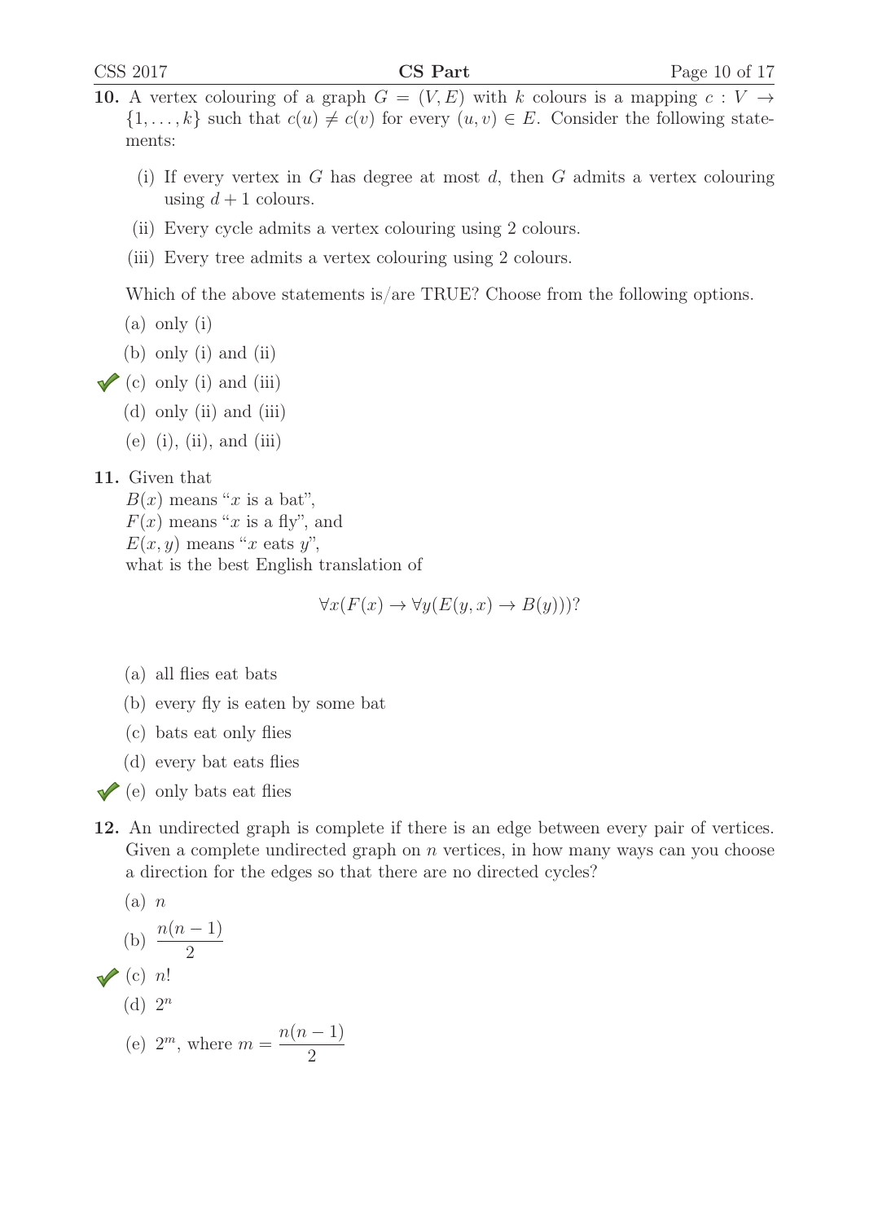**10.** A vertex colouring of a graph $G = (V, E)$ with $k$ colours is a mapping $c : V \to \{1, \ldots, k\}$ such that $c(u) \neq c(v)$ for every $(u, v) \in E$. Consider the following statements:

- (i) If every vertex in $G$ has degree at most $d$, then $G$ admits a vertex colouring using $d + 1$ colours.
- (ii) Every cycle admits a vertex colouring using 2 colours.
- (iii) Every tree admits a vertex colouring using 2 colours.

Which of the above statements is/are TRUE? Choose from the following options.

- (a) only (i)
- (b) only (i) and (ii)
- ✔ (c) only (i) and (iii)
- (d) only (ii) and (iii)
- (e) (i), (ii), and (iii)

**11.** Given that
$B(x)$ means "$x$ is a bat",
$F(x)$ means "$x$ is a fly", and
$E(x, y)$ means "$x$ eats $y$",
what is the best English translation of

$$\forall x(F(x) \to \forall y(E(y, x) \to B(y)))?$$

- (a) all flies eat bats
- (b) every fly is eaten by some bat
- (c) bats eat only flies
- (d) every bat eats flies
- ✔ (e) only bats eat flies

**12.** An undirected graph is complete if there is an edge between every pair of vertices. Given a complete undirected graph on $n$ vertices, in how many ways can you choose a direction for the edges so that there are no directed cycles?

- (a) $n$
- (b) $\dfrac{n(n-1)}{2}$
- ✔ (c) $n!$
- (d) $2^n$
- (e) $2^m$, where $m = \dfrac{n(n-1)}{2}$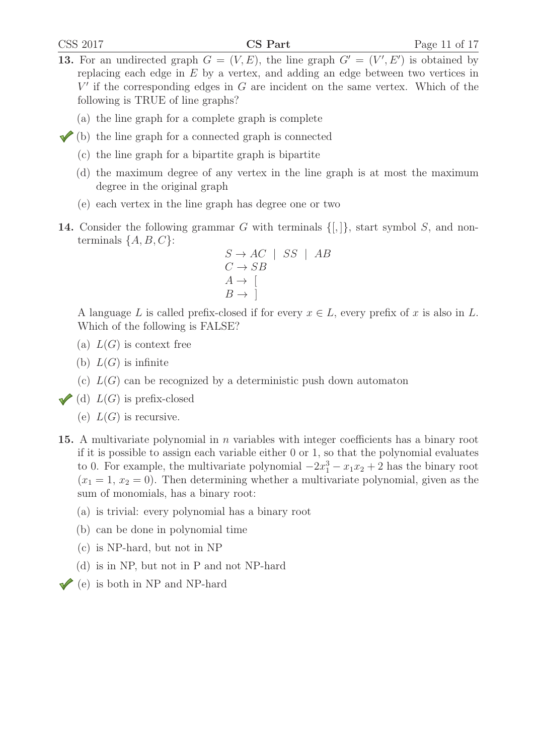**13.** For an undirected graph $G = (V, E)$, the line graph $G' = (V', E')$ is obtained by replacing each edge in $E$ by a vertex, and adding an edge between two vertices in $V'$ if the corresponding edges in $G$ are incident on the same vertex. Which of the following is TRUE of line graphs?

(a) the line graph for a complete graph is complete

✓ (b) the line graph for a connected graph is connected

(c) the line graph for a bipartite graph is bipartite

(d) the maximum degree of any vertex in the line graph is at most the maximum degree in the original graph

(e) each vertex in the line graph has degree one or two

**14.** Consider the following grammar $G$ with terminals $\{[, ]\}$, start symbol $S$, and non-terminals $\{A, B, C\}$:

$$
\begin{aligned}
S &\rightarrow AC \mid SS \mid AB \\
C &\rightarrow SB \\
A &\rightarrow [ \\
B &\rightarrow ]
\end{aligned}
$$

A language $L$ is called prefix-closed if for every $x \in L$, every prefix of $x$ is also in $L$. Which of the following is FALSE?

(a) $L(G)$ is context free

(b) $L(G)$ is infinite

(c) $L(G)$ can be recognized by a deterministic push down automaton

✓ (d) $L(G)$ is prefix-closed

(e) $L(G)$ is recursive.

**15.** A multivariate polynomial in $n$ variables with integer coefficients has a binary root if it is possible to assign each variable either 0 or 1, so that the polynomial evaluates to 0. For example, the multivariate polynomial $-2x_1^3 - x_1x_2 + 2$ has the binary root $(x_1 = 1, x_2 = 0)$. Then determining whether a multivariate polynomial, given as the sum of monomials, has a binary root:

(a) is trivial: every polynomial has a binary root

(b) can be done in polynomial time

(c) is NP-hard, but not in NP

(d) is in NP, but not in P and not NP-hard

✓ (e) is both in NP and NP-hard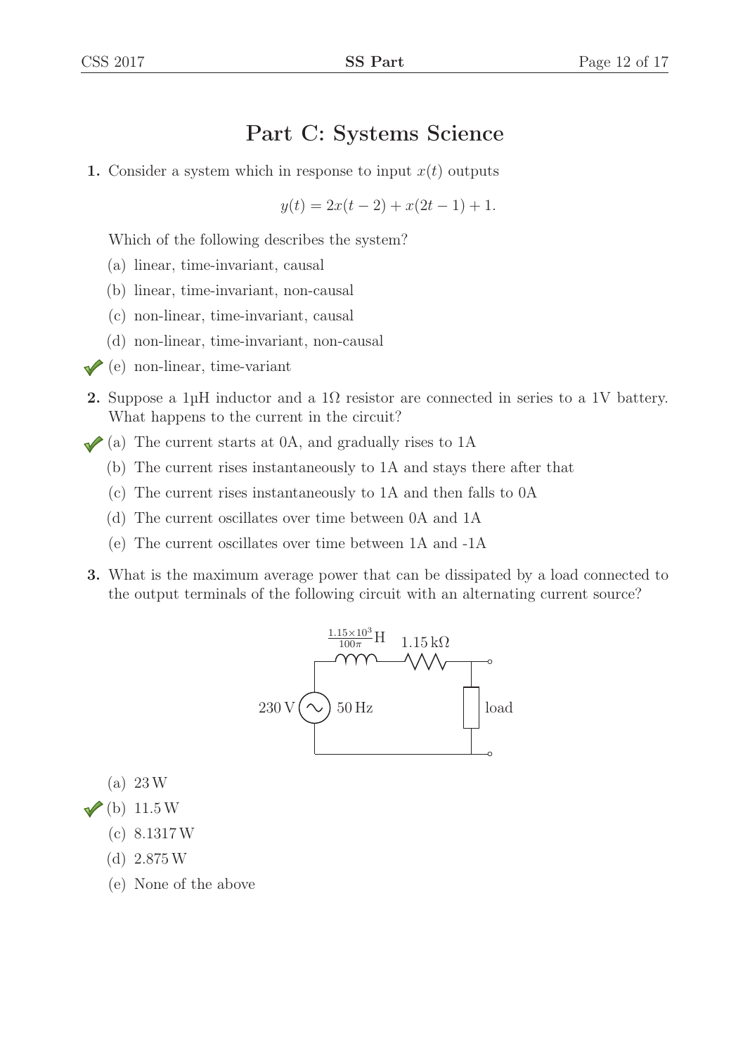# Part C: Systems Science

**1.** Consider a system which in response to input $x(t)$ outputs

$$y(t) = 2x(t-2) + x(2t-1) + 1.$$

Which of the following describes the system?

(a) linear, time-invariant, causal

(b) linear, time-invariant, non-causal

(c) non-linear, time-invariant, causal

(d) non-linear, time-invariant, non-causal

✔ (e) non-linear, time-variant

**2.** Suppose a 1µH inductor and a 1Ω resistor are connected in series to a 1V battery. What happens to the current in the circuit?

✔ (a) The current starts at 0A, and gradually rises to 1A

(b) The current rises instantaneously to 1A and stays there after that

(c) The current rises instantaneously to 1A and then falls to 0A

(d) The current oscillates over time between 0A and 1A

(e) The current oscillates over time between 1A and -1A

**3.** What is the maximum average power that can be dissipated by a load connected to the output terminals of the following circuit with an alternating current source?

Circuit: 230 V, 50 Hz AC source in series with an inductor $\frac{1.15\times10^3}{100\pi}$ H and a resistor 1.15 kΩ, connected to a load.

(a) 23 W

✔ (b) 11.5 W

(c) 8.1317 W

(d) 2.875 W

(e) None of the above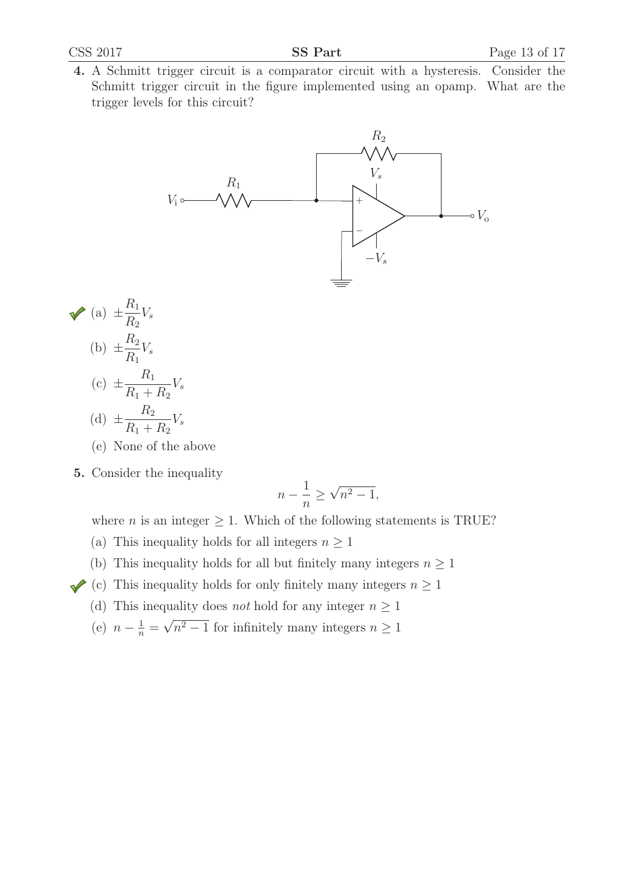**4.** A Schmitt trigger circuit is a comparator circuit with a hysteresis. Consider the Schmitt trigger circuit in the figure implemented using an opamp. What are the trigger levels for this circuit?

✔ (a) $\pm \frac{R_1}{R_2} V_s$

(b) $\pm \frac{R_2}{R_1} V_s$

(c) $\pm \frac{R_1}{R_1 + R_2} V_s$

(d) $\pm \frac{R_2}{R_1 + R_2} V_s$

(e) None of the above

**5.** Consider the inequality

$$n - \frac{1}{n} \geq \sqrt{n^2 - 1},$$

where $n$ is an integer $\geq 1$. Which of the following statements is TRUE?

(a) This inequality holds for all integers $n \geq 1$

(b) This inequality holds for all but finitely many integers $n \geq 1$

✔ (c) This inequality holds for only finitely many integers $n \geq 1$

(d) This inequality does *not* hold for any integer $n \geq 1$

(e) $n - \frac{1}{n} = \sqrt{n^2 - 1}$ for infinitely many integers $n \geq 1$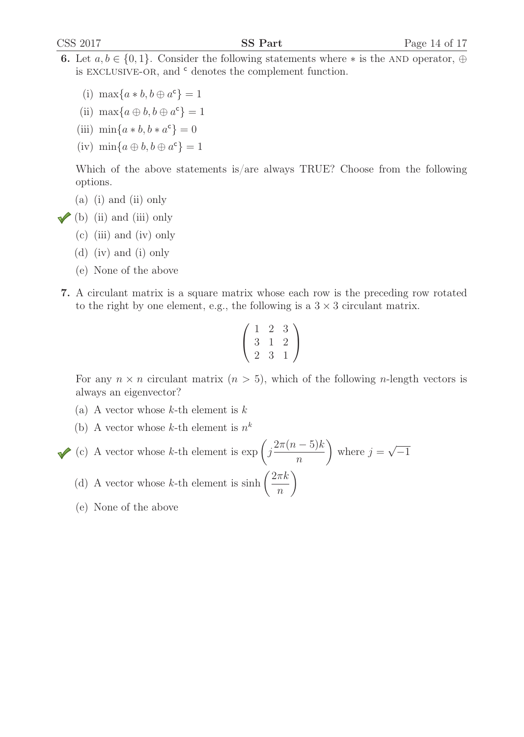**6.** Let $a, b \in \{0, 1\}$. Consider the following statements where $*$ is the AND operator, $\oplus$ is EXCLUSIVE-OR, and $^{\mathsf{c}}$ denotes the complement function.

(i) $\max\{a * b, b \oplus a^{\mathsf{c}}\} = 1$

(ii) $\max\{a \oplus b, b \oplus a^{\mathsf{c}}\} = 1$

(iii) $\min\{a * b, b * a^{\mathsf{c}}\} = 0$

(iv) $\min\{a \oplus b, b \oplus a^{\mathsf{c}}\} = 1$

Which of the above statements is/are always TRUE? Choose from the following options.

(a) (i) and (ii) only

✓ (b) (ii) and (iii) only

(c) (iii) and (iv) only

(d) (iv) and (i) only

(e) None of the above

**7.** A circulant matrix is a square matrix whose each row is the preceding row rotated to the right by one element, e.g., the following is a $3 \times 3$ circulant matrix.

$$\begin{pmatrix} 1 & 2 & 3 \\ 3 & 1 & 2 \\ 2 & 3 & 1 \end{pmatrix}$$

For any $n \times n$ circulant matrix ($n > 5$), which of the following $n$-length vectors is always an eigenvector?

(a) A vector whose $k$-th element is $k$

(b) A vector whose $k$-th element is $n^k$

✓ (c) A vector whose $k$-th element is $\exp\left(j\frac{2\pi(n-5)k}{n}\right)$ where $j = \sqrt{-1}$

(d) A vector whose $k$-th element is $\sinh\left(\frac{2\pi k}{n}\right)$

(e) None of the above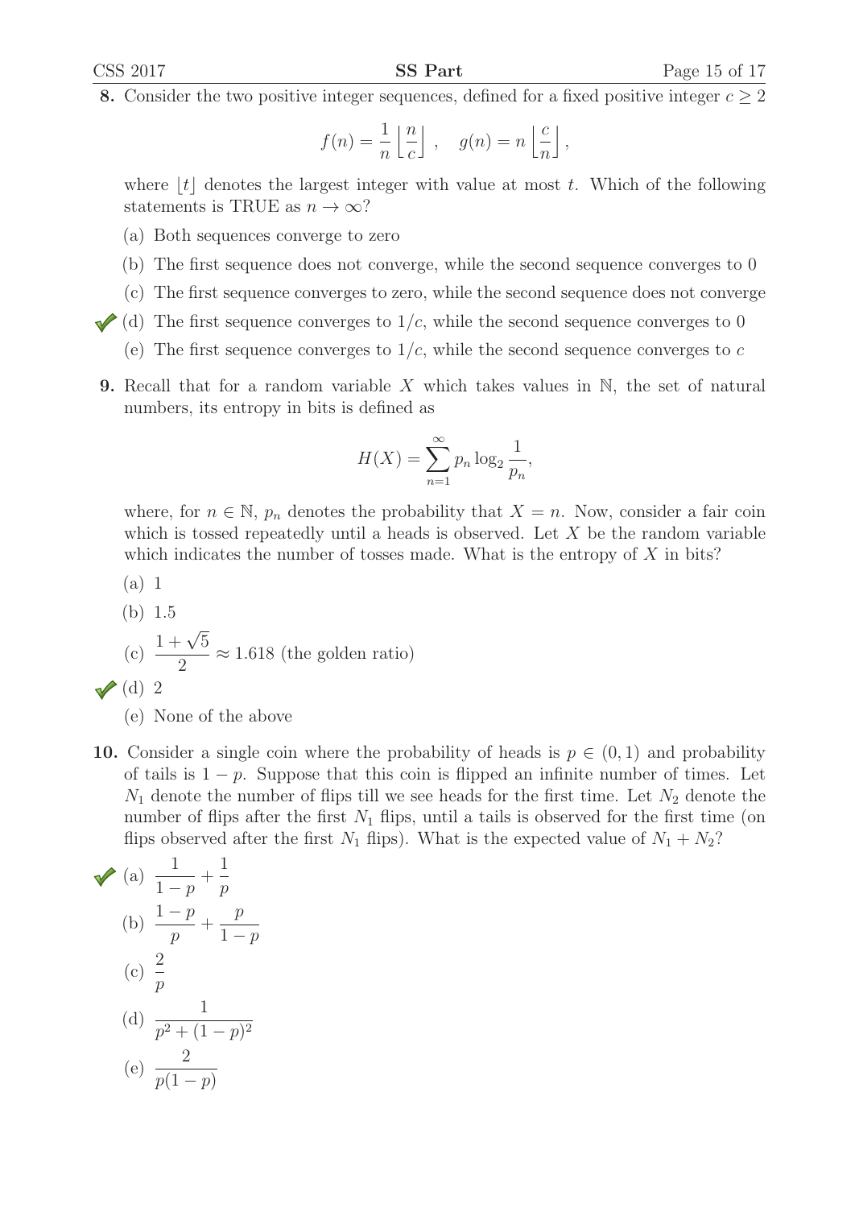**8.** Consider the two positive integer sequences, defined for a fixed positive integer $c \geq 2$

$$f(n) = \frac{1}{n}\left\lfloor \frac{n}{c} \right\rfloor, \quad g(n) = n\left\lfloor \frac{c}{n} \right\rfloor,$$

where $\lfloor t \rfloor$ denotes the largest integer with value at most $t$. Which of the following statements is TRUE as $n \to \infty$?

(a) Both sequences converge to zero

(b) The first sequence does not converge, while the second sequence converges to 0

(c) The first sequence converges to zero, while the second sequence does not converge

✔ (d) The first sequence converges to $1/c$, while the second sequence converges to 0

(e) The first sequence converges to $1/c$, while the second sequence converges to $c$

**9.** Recall that for a random variable $X$ which takes values in $\mathbb{N}$, the set of natural numbers, its entropy in bits is defined as

$$H(X) = \sum_{n=1}^{\infty} p_n \log_2 \frac{1}{p_n},$$

where, for $n \in \mathbb{N}$, $p_n$ denotes the probability that $X = n$. Now, consider a fair coin which is tossed repeatedly until a heads is observed. Let $X$ be the random variable which indicates the number of tosses made. What is the entropy of $X$ in bits?

(a) 1

(b) 1.5

(c) $\frac{1+\sqrt{5}}{2} \approx 1.618$ (the golden ratio)

✔ (d) 2

(e) None of the above

**10.** Consider a single coin where the probability of heads is $p \in (0, 1)$ and probability of tails is $1 - p$. Suppose that this coin is flipped an infinite number of times. Let $N_1$ denote the number of flips till we see heads for the first time. Let $N_2$ denote the number of flips after the first $N_1$ flips, until a tails is observed for the first time (on flips observed after the first $N_1$ flips). What is the expected value of $N_1 + N_2$?

✔ (a) $\frac{1}{1-p} + \frac{1}{p}$

(b) $\frac{1-p}{p} + \frac{p}{1-p}$

(c) $\frac{2}{p}$

(d) $\frac{1}{p^2 + (1-p)^2}$

(e) $\frac{2}{p(1-p)}$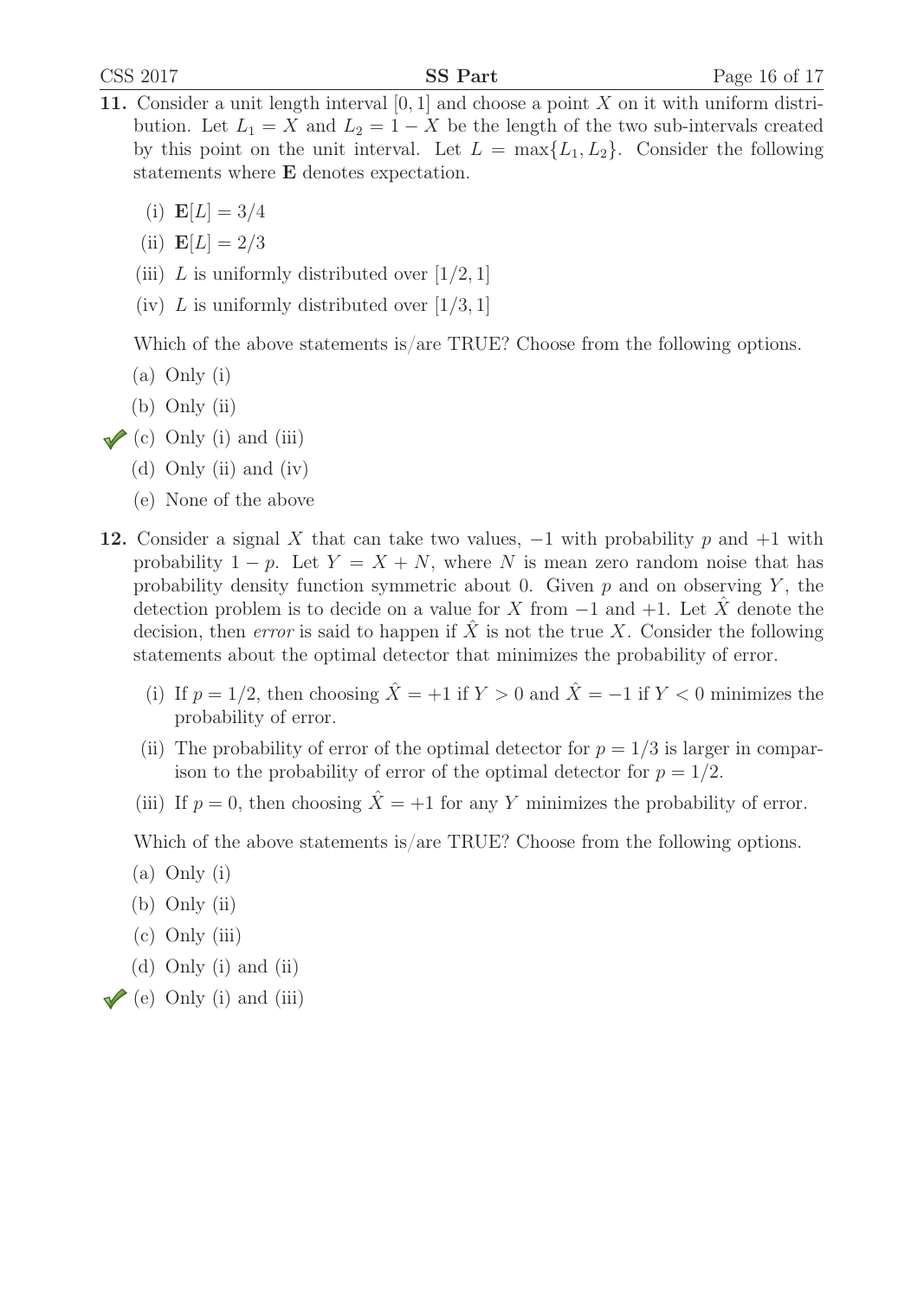**11.** Consider a unit length interval $[0, 1]$ and choose a point $X$ on it with uniform distribution. Let $L_1 = X$ and $L_2 = 1 - X$ be the length of the two sub-intervals created by this point on the unit interval. Let $L = \max\{L_1, L_2\}$. Consider the following statements where $\mathbf{E}$ denotes expectation.

(i) $\mathbf{E}[L] = 3/4$

(ii) $\mathbf{E}[L] = 2/3$

(iii) $L$ is uniformly distributed over $[1/2, 1]$

(iv) $L$ is uniformly distributed over $[1/3, 1]$

Which of the above statements is/are TRUE? Choose from the following options.

(a) Only (i)

(b) Only (ii)

✔ (c) Only (i) and (iii)

(d) Only (ii) and (iv)

(e) None of the above

**12.** Consider a signal $X$ that can take two values, $-1$ with probability $p$ and $+1$ with probability $1 - p$. Let $Y = X + N$, where $N$ is mean zero random noise that has probability density function symmetric about 0. Given $p$ and on observing $Y$, the detection problem is to decide on a value for $X$ from $-1$ and $+1$. Let $\hat{X}$ denote the decision, then *error* is said to happen if $\hat{X}$ is not the true $X$. Consider the following statements about the optimal detector that minimizes the probability of error.

(i) If $p = 1/2$, then choosing $\hat{X} = +1$ if $Y > 0$ and $\hat{X} = -1$ if $Y < 0$ minimizes the probability of error.

(ii) The probability of error of the optimal detector for $p = 1/3$ is larger in comparison to the probability of error of the optimal detector for $p = 1/2$.

(iii) If $p = 0$, then choosing $\hat{X} = +1$ for any $Y$ minimizes the probability of error.

Which of the above statements is/are TRUE? Choose from the following options.

(a) Only (i)

(b) Only (ii)

(c) Only (iii)

(d) Only (i) and (ii)

✔ (e) Only (i) and (iii)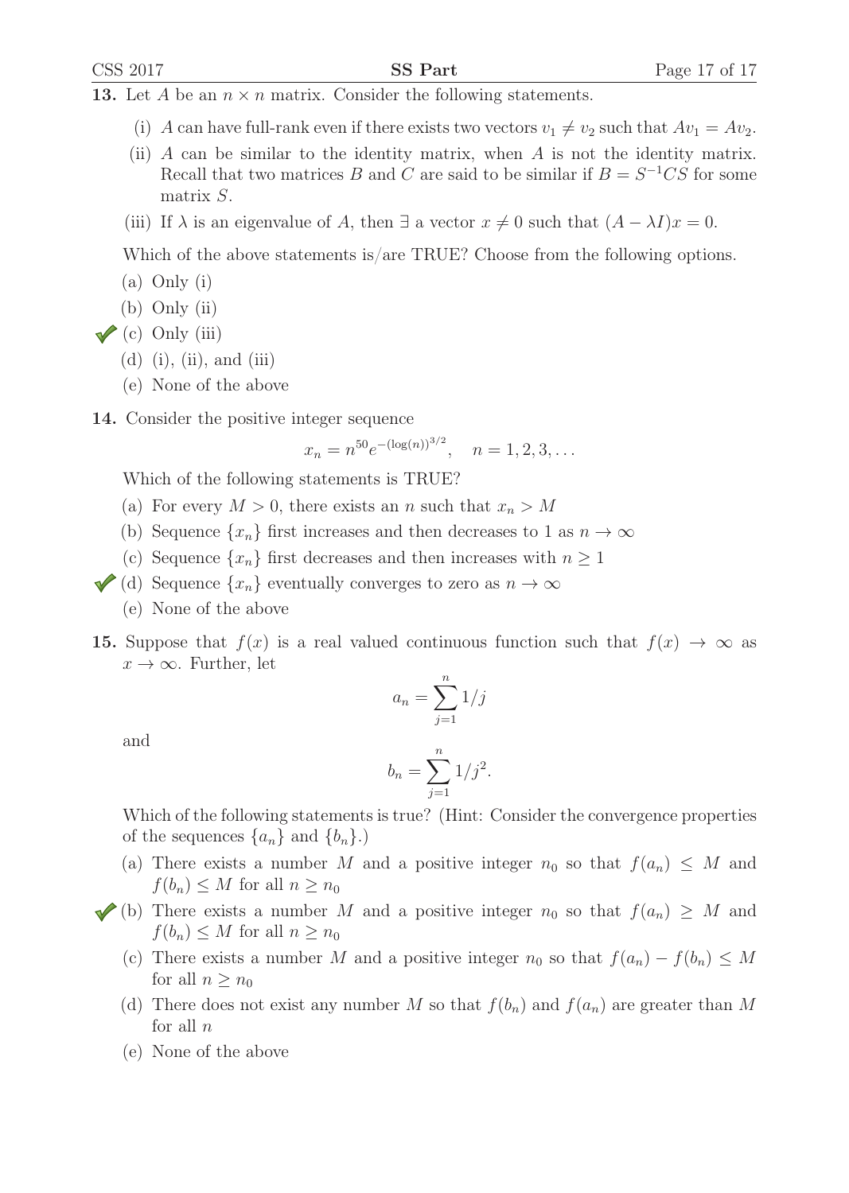**13.** Let $A$ be an $n \times n$ matrix. Consider the following statements.

(i) $A$ can have full-rank even if there exists two vectors $v_1 \neq v_2$ such that $Av_1 = Av_2$.

(ii) $A$ can be similar to the identity matrix, when $A$ is not the identity matrix. Recall that two matrices $B$ and $C$ are said to be similar if $B = S^{-1}CS$ for some matrix $S$.

(iii) If $\lambda$ is an eigenvalue of $A$, then $\exists$ a vector $x \neq 0$ such that $(A - \lambda I)x = 0$.

Which of the above statements is/are TRUE? Choose from the following options.

(a) Only (i)

(b) Only (ii)

✓ (c) Only (iii)

(d) (i), (ii), and (iii)

(e) None of the above

**14.** Consider the positive integer sequence

$$x_n = n^{50} e^{-(\log(n))^{3/2}}, \quad n = 1, 2, 3, \ldots$$

Which of the following statements is TRUE?

(a) For every $M > 0$, there exists an $n$ such that $x_n > M$

(b) Sequence $\{x_n\}$ first increases and then decreases to 1 as $n \to \infty$

(c) Sequence $\{x_n\}$ first decreases and then increases with $n \geq 1$

✓ (d) Sequence $\{x_n\}$ eventually converges to zero as $n \to \infty$

(e) None of the above

**15.** Suppose that $f(x)$ is a real valued continuous function such that $f(x) \to \infty$ as $x \to \infty$. Further, let

$$a_n = \sum_{j=1}^{n} 1/j$$

and

$$b_n = \sum_{j=1}^{n} 1/j^2.$$

Which of the following statements is true? (Hint: Consider the convergence properties of the sequences $\{a_n\}$ and $\{b_n\}$.)

(a) There exists a number $M$ and a positive integer $n_0$ so that $f(a_n) \leq M$ and $f(b_n) \leq M$ for all $n \geq n_0$

✓ (b) There exists a number $M$ and a positive integer $n_0$ so that $f(a_n) \geq M$ and $f(b_n) \leq M$ for all $n \geq n_0$

(c) There exists a number $M$ and a positive integer $n_0$ so that $f(a_n) - f(b_n) \leq M$ for all $n \geq n_0$

(d) There does not exist any number $M$ so that $f(b_n)$ and $f(a_n)$ are greater than $M$ for all $n$

(e) None of the above